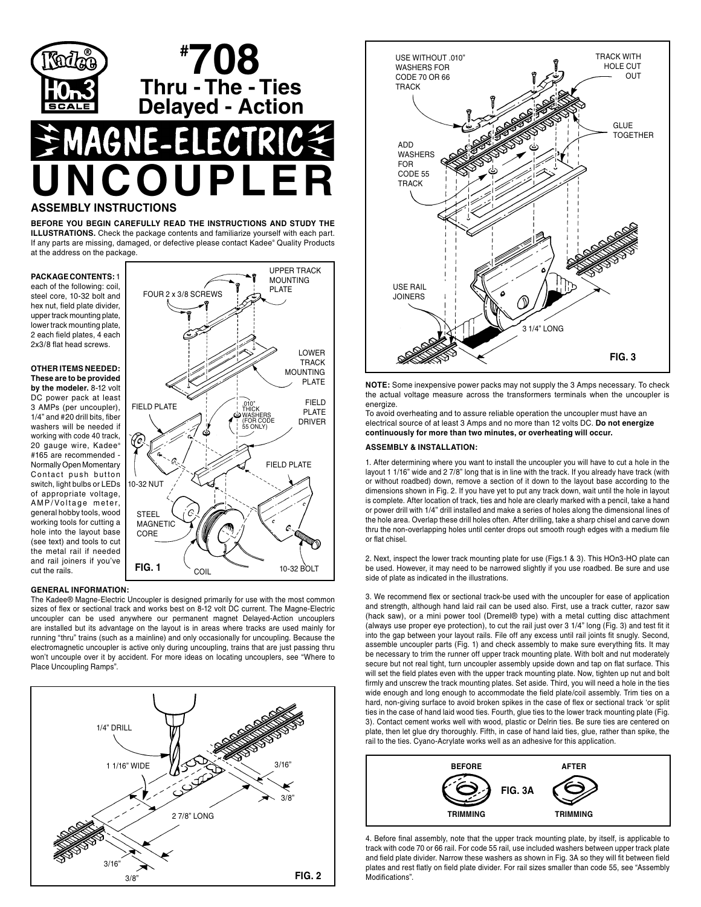# #708 Thru - The - Ties Delayed - Action MAGNE-ELECTRIC UNCOUPLER

HOn3 SCALE

## ASSEMBLY INSTRUCTIONS

**BEFORE YOU BEGIN CAREFULLY READ THE INSTRUCTIONS AND STUDY THE ILLUSTRATIONS.** Check the package contents and familiarize yourself with each part. If any parts are missing, damaged, or defective please contact Kadee® Quality Products at the address on the package.

**PACKAGE CONTENTS:** 1 each of the following: coil, steel core, 10-32 bolt and hex nut, field plate divider, upper track mounting plate, lower track mounting plate, 2 each field plates, 4 each 2x3/8 flat head screws.

**OTHER ITEMS NEEDED: These are to be provided by the modeler.** 8-12 volt DC power pack at least 3 AMPs (per uncoupler), 1/4" and #20 drill bits, fiber washers will be needed if working with code 40 track, 20 gauge wire, Kadee® #165 are recommended - Normally Open Momentary Contact push button switch, light bulbs or LEDs of appropriate voltage, AMP/Voltage meter, general hobby tools, wood working tools for cutting a hole into the layout base (see text) and tools to cut the metal rail if needed and rail joiners if you've cut the rails.

FIG. 1

### GENERAL INFORMATION:

The Kadee® Magne-Electric Uncoupler is designed primarily for use with the most common sizes of flex or sectional track and works best on 8-12 volt DC current. The Magne-Electric uncoupler can be used anywhere our permanent magnet Delayed-Action uncouplers are installed but its advantage on the layout is in areas where tracks are used mainly for running "thru" trains (such as a mainline) and only occasionally for uncoupling. Because the electromagnetic uncoupler is active only during uncoupling, trains that are just passing thru won't uncouple over it by accident. For more ideas on locating uncouplers, see "Where to Place Uncoupling Ramps".

FIG. 2

FIG. 3

**NOTE:** Some inexpensive power packs may not supply the 3 Amps necessary. To check the actual voltage measure across the transformers terminals when the uncoupler is energize.

To avoid overheating and to assure reliable operation the uncoupler must have an electrical source of at least 3 Amps and no more than 12 volts DC. **Do not energize continuously for more than two minutes, or overheating will occur.**

### ASSEMBLY & INSTALLATION:

1. After determining where you want to install the uncoupler you will have to cut a hole in the layout 1 1/16" wide and 2 7/8" long that is in line with the track. If you already have track (with or without roadbed) down, remove a section of it down to the layout base according to the dimensions shown in Fig. 2. If you have yet to put any track down, wait until the hole in layout is complete. After location of track, ties and hole are clearly marked with a pencil, take a hand or power drill with 1/4" drill installed and make a series of holes along the dimensional lines of the hole area. Overlap these drill holes often. After drilling, take a sharp chisel and carve down thru the non-overlapping holes until center drops out smooth rough edges with a medium file or flat chisel.

2. Next, inspect the lower track mounting plate for use (Figs.1 & 3). This HOn3-HO plate can be used. However, it may need to be narrowed slightly if you use roadbed. Be sure and use side of plate as indicated in the illustrations.

3. We recommend flex or sectional track-be used with the uncoupler for ease of application and strength, although hand laid rail can be used also. First, use a track cutter, razor saw (hack saw), or a mini power tool (Dremel® type) with a metal cutting disc attachment (always use proper eye protection), to cut the rail just over 3 1/4" long (Fig. 3) and test fit it into the gap between your layout rails. File off any excess until rail joints fit snugly. Second, assemble uncoupler parts (Fig. 1) and check assembly to make sure everything fits. It may be necessary to trim the runner off upper track mounting plate. With bolt and nut moderately secure but not real tight, turn uncoupler assembly upside down and tap on flat surface. This will set the field plates even with the upper track mounting plate. Now, tighten up nut and bolt firmly and unscrew the track mounting plates. Set aside. Third, you will need a hole in the ties wide enough and long enough to accommodate the field plate/coil assembly. Trim ties on a hard, non-giving surface to avoid broken spikes in the case of flex or sectional track 'or split ties in the case of hand laid wood ties. Fourth, glue ties to the lower track mounting plate (Fig. 3). Contact cement works well with wood, plastic or Delrin ties. Be sure ties are centered on plate, then let glue dry thoroughly. Fifth, in case of hand laid ties, glue, rather than spike, the rail to the ties. Cyano-Acrylate works well as an adhesive for this application.

FIG. 3A

4. Before final assembly, note that the upper track mounting plate, by itself, is applicable to track with code 70 or 66 rail. For code 55 rail, use included washers between upper track plate and field plate divider. Narrow these washers as shown in Fig. 3A so they will fit between field plates and rest flatly on field plate divider. For rail sizes smaller than code 55, see "Assembly Modifications".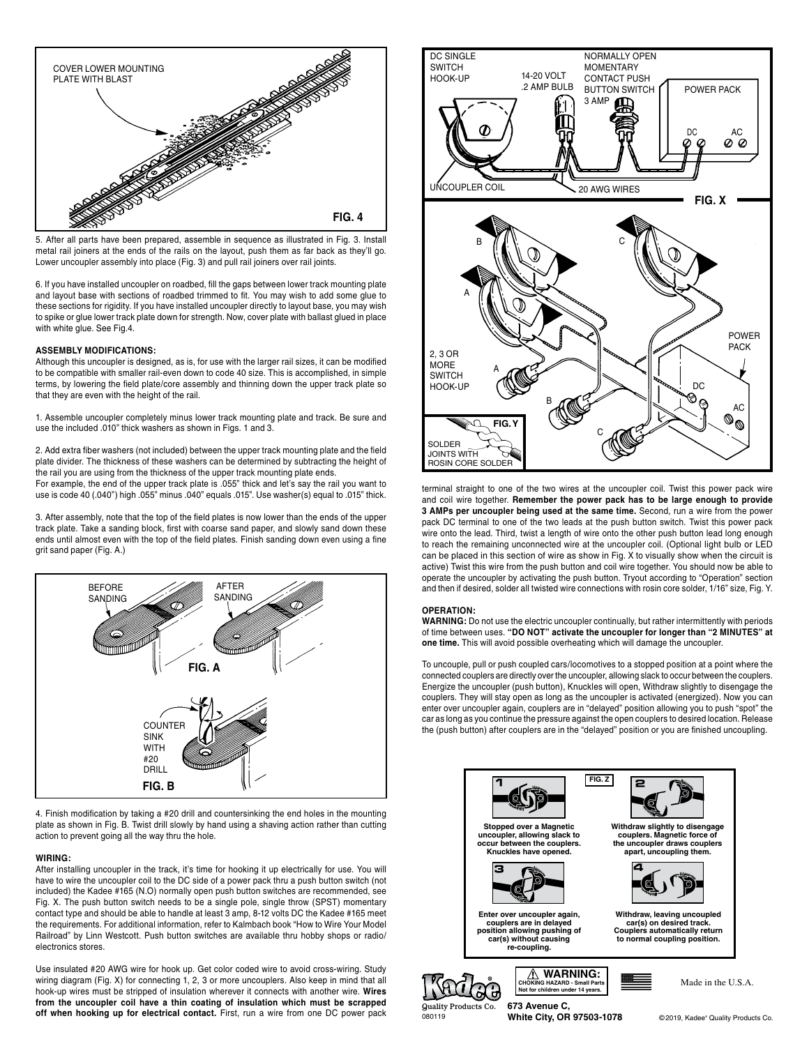COVER LOWER MOUNTING PLATE WITH BLAST

FIG. 4

5. After all parts have been prepared, assemble in sequence as illustrated in Fig. 3. Install metal rail joiners at the ends of the rails on the layout, push them as far back as they'll go. Lower uncoupler assembly into place (Fig. 3) and pull rail joiners over rail joints.

6. If you have installed uncoupler on roadbed, fill the gaps between lower track mounting plate and layout base with sections of roadbed trimmed to fit. You may wish to add some glue to these sections for rigidity. If you have installed uncoupler directly to layout base, you may wish to spike or glue lower track plate down for strength. Now, cover plate with ballast glued in place with white glue. See Fig.4.

**ASSEMBLY MODIFICATIONS:**

Although this uncoupler is designed, as is, for use with the larger rail sizes, it can be modified to be compatible with smaller rail-even down to code 40 size. This is accomplished, in simple terms, by lowering the field plate/core assembly and thinning down the upper track plate so that they are even with the height of the rail.

1. Assemble uncoupler completely minus lower track mounting plate and track. Be sure and use the included .010" thick washers as shown in Figs. 1 and 3.

2. Add extra fiber washers (not included) between the upper track mounting plate and the field plate divider. The thickness of these washers can be determined by subtracting the height of the rail you are using from the thickness of the upper track mounting plate ends.
For example, the end of the upper track plate is .055" thick and let's say the rail you want to use is code 40 (.040") high .055" minus .040" equals .015". Use washer(s) equal to .015" thick.

3. After assembly, note that the top of the field plates is now lower than the ends of the upper track plate. Take a sanding block, first with coarse sand paper, and slowly sand down these ends until almost even with the top of the field plates. Finish sanding down even using a fine grit sand paper (Fig. A.)

BEFORE SANDING

AFTER SANDING

FIG. A

COUNTER SINK WITH #20 DRILL

FIG. B

4. Finish modification by taking a #20 drill and countersinking the end holes in the mounting plate as shown in Fig. B. Twist drill slowly by hand using a shaving action rather than cutting action to prevent going all the way thru the hole.

**WIRING:**

After installing uncoupler in the track, it's time for hooking it up electrically for use. You will have to wire the uncoupler coil to the DC side of a power pack thru a push button switch (not included) the Kadee #165 (N.O) normally open push button switches are recommended, see Fig. X. The push button switch needs to be a single pole, single throw (SPST) momentary contact type and should be able to handle at least 3 amp, 8-12 volts DC the Kadee #165 meet the requirements. For additional information, refer to Kalmbach book "How to Wire Your Model Railroad" by Linn Westcott. Push button switches are available thru hobby shops or radio/ electronics stores.

Use insulated #20 AWG wire for hook up. Get color coded wire to avoid cross-wiring. Study wiring diagram (Fig. X) for connecting 1, 2, 3 or more uncouplers. Also keep in mind that all hook-up wires must be stripped of insulation wherever it connects with another wire. **Wires from the uncoupler coil have a thin coating of insulation which must be scrapped off when hooking up for electrical contact.** First, run a wire from one DC power pack terminal straight to one of the two wires at the uncoupler coil. Twist this power pack wire and coil wire together. **Remember the power pack has to be large enough to provide 3 AMPs per uncoupler being used at the same time.** Second, run a wire from the power pack DC terminal to one of the two leads at the push button switch. Twist this power pack wire onto the lead. Third, twist a length of wire onto the other push button lead long enough to reach the remaining unconnected wire at the uncoupler coil. (Optional light bulb or LED can be placed in this section of wire as show in Fig. X to visually show when the circuit is active) Twist this wire from the push button and coil wire together. You should now be able to operate the uncoupler by activating the push button. Tryout according to "Operation" section and then if desired, solder all twisted wire connections with rosin core solder, 1/16" size, Fig. Y.

DC SINGLE SWITCH HOOK-UP

14-20 VOLT .2 AMP BULB

NORMALLY OPEN MOMENTARY CONTACT PUSH BUTTON SWITCH 3 AMP

POWER PACK

DC AC

UNCOUPLER COIL

20 AWG WIRES

FIG. X

2, 3 OR MORE SWITCH HOOK-UP

A B C

POWER PACK

DC AC

FIG. Y

SOLDER JOINTS WITH ROSIN CORE SOLDER

**OPERATION:**

**WARNING:** Do not use the electric uncoupler continually, but rather intermittently with periods of time between uses. **"DO NOT" activate the uncoupler for longer than "2 MINUTES" at one time.** This will avoid possible overheating which will damage the uncoupler.

To uncouple, pull or push coupled cars/locomotives to a stopped position at a point where the connected couplers are directly over the uncoupler, allowing slack to occur between the couplers. Energize the uncoupler (push button), Knuckles will open, Withdraw slightly to disengage the couplers. They will stay open as long as the uncoupler is activated (energized). Now you can enter over uncoupler again, couplers are in "delayed" position allowing you to push "spot" the car as long as you continue the pressure against the open couplers to desired location. Release the (push button) after couplers are in the "delayed" position or you are finished uncoupling.

FIG. Z

1 **Stopped over a Magnetic uncoupler, allowing slack to occur between the couplers. Knuckles have opened.**

2 **Withdraw slightly to disengage couplers. Magnetic force of the uncoupler draws couplers apart, uncoupling them.**

3 **Enter over uncoupler again, couplers are in delayed position allowing pushing of car(s) without causing re-coupling.**

4 **Withdraw, leaving uncoupled car(s) on desired track. Couplers automatically return to normal coupling position.**

Kadee® Quality Products Co.
080119

**⚠ WARNING:**
**CHOKING HAZARD - Small Parts**
**Not for children under 14 years.**

**673 Avenue C,**
**White City, OR 97503-1078**

Made in the U.S.A.

©2019, Kadee® Quality Products Co.